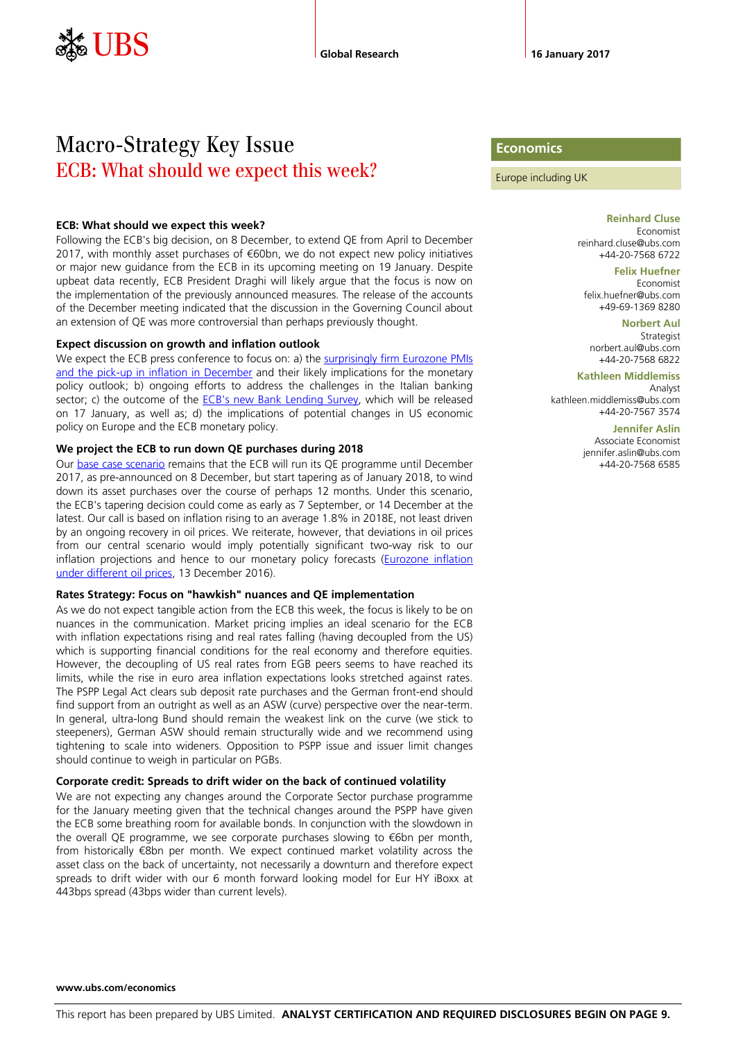Global Research

16 January 2017

# Macro-Strategy Key Issue

## ECB: What should we expect this week?

**Economics**

Europe including UK

**Reinhard Cluse**
Economist
reinhard.cluse@ubs.com
+44-20-7568 6722

**Felix Huefner**
Economist
felix.huefner@ubs.com
+49-69-1369 8280

**Norbert Aul**
Strategist
norbert.aul@ubs.com
+44-20-7568 6822

**Kathleen Middlemiss**
Analyst
kathleen.middlemiss@ubs.com
+44-20-7567 3574

**Jennifer Aslin**
Associate Economist
jennifer.aslin@ubs.com
+44-20-7568 6585

### ECB: What should we expect this week?

Following the ECB's big decision, on 8 December, to extend QE from April to December 2017, with monthly asset purchases of €60bn, we do not expect new policy initiatives or major new guidance from the ECB in its upcoming meeting on 19 January. Despite upbeat data recently, ECB President Draghi will likely argue that the focus is now on the implementation of the previously announced measures. The release of the accounts of the December meeting indicated that the discussion in the Governing Council about an extension of QE was more controversial than perhaps previously thought.

### Expect discussion on growth and inflation outlook

We expect the ECB press conference to focus on: a) the surprisingly firm Eurozone PMIs and the pick-up in inflation in December and their likely implications for the monetary policy outlook; b) ongoing efforts to address the challenges in the Italian banking sector; c) the outcome of the ECB's new Bank Lending Survey, which will be released on 17 January, as well as; d) the implications of potential changes in US economic policy on Europe and the ECB monetary policy.

### We project the ECB to run down QE purchases during 2018

Our base case scenario remains that the ECB will run its QE programme until December 2017, as pre-announced on 8 December, but start tapering as of January 2018, to wind down its asset purchases over the course of perhaps 12 months. Under this scenario, the ECB's tapering decision could come as early as 7 September, or 14 December at the latest. Our call is based on inflation rising to an average 1.8% in 2018E, not least driven by an ongoing recovery in oil prices. We reiterate, however, that deviations in oil prices from our central scenario would imply potentially significant two-way risk to our inflation projections and hence to our monetary policy forecasts (Eurozone inflation under different oil prices, 13 December 2016).

### Rates Strategy: Focus on "hawkish" nuances and QE implementation

As we do not expect tangible action from the ECB this week, the focus is likely to be on nuances in the communication. Market pricing implies an ideal scenario for the ECB with inflation expectations rising and real rates falling (having decoupled from the US) which is supporting financial conditions for the real economy and therefore equities. However, the decoupling of US real rates from EGB peers seems to have reached its limits, while the rise in euro area inflation expectations looks stretched against rates. The PSPP Legal Act clears sub deposit rate purchases and the German front-end should find support from an outright as well as an ASW (curve) perspective over the near-term. In general, ultra-long Bund should remain the weakest link on the curve (we stick to steepeners), German ASW should remain structurally wide and we recommend using tightening to scale into wideners. Opposition to PSPP issue and issuer limit changes should continue to weigh in particular on PGBs.

### Corporate credit: Spreads to drift wider on the back of continued volatility

We are not expecting any changes around the Corporate Sector purchase programme for the January meeting given that the technical changes around the PSPP have given the ECB some breathing room for available bonds. In conjunction with the slowdown in the overall QE programme, we see corporate purchases slowing to €6bn per month, from historically €8bn per month. We expect continued market volatility across the asset class on the back of uncertainty, not necessarily a downturn and therefore expect spreads to drift wider with our 6 month forward looking model for Eur HY iBoxx at 443bps spread (43bps wider than current levels).

www.ubs.com/economics

This report has been prepared by UBS Limited. **ANALYST CERTIFICATION AND REQUIRED DISCLOSURES BEGIN ON PAGE 9.**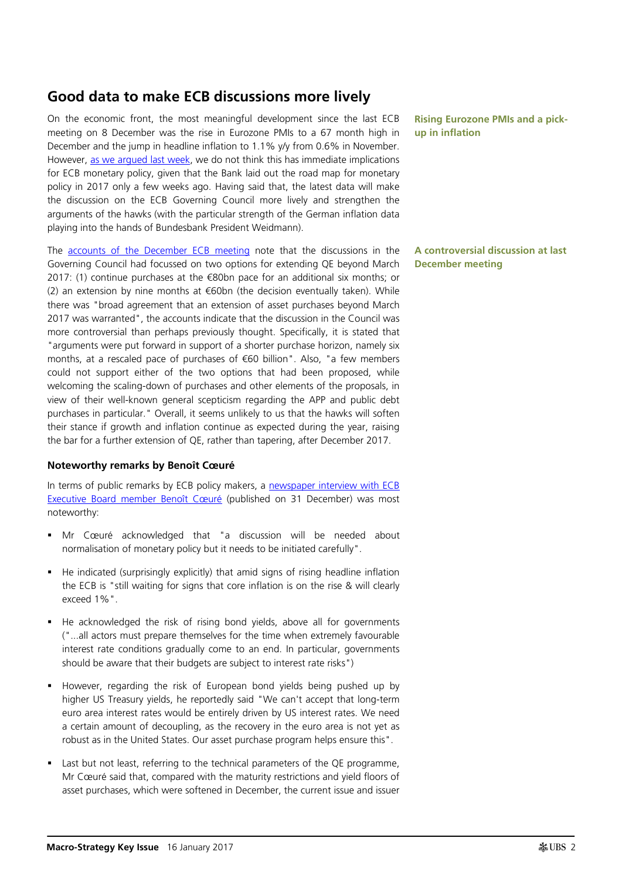## Good data to make ECB discussions more lively

**Rising Eurozone PMIs and a pick-up in inflation**

On the economic front, the most meaningful development since the last ECB meeting on 8 December was the rise in Eurozone PMIs to a 67 month high in December and the jump in headline inflation to 1.1% y/y from 0.6% in November. However, as we argued last week, we do not think this has immediate implications for ECB monetary policy, given that the Bank laid out the road map for monetary policy in 2017 only a few weeks ago. Having said that, the latest data will make the discussion on the ECB Governing Council more lively and strengthen the arguments of the hawks (with the particular strength of the German inflation data playing into the hands of Bundesbank President Weidmann).

**A controversial discussion at last December meeting**

The accounts of the December ECB meeting note that the discussions in the Governing Council had focussed on two options for extending QE beyond March 2017: (1) continue purchases at the €80bn pace for an additional six months; or (2) an extension by nine months at €60bn (the decision eventually taken). While there was "broad agreement that an extension of asset purchases beyond March 2017 was warranted", the accounts indicate that the discussion in the Council was more controversial than perhaps previously thought. Specifically, it is stated that "arguments were put forward in support of a shorter purchase horizon, namely six months, at a rescaled pace of purchases of €60 billion". Also, "a few members could not support either of the two options that had been proposed, while welcoming the scaling-down of purchases and other elements of the proposals, in view of their well-known general scepticism regarding the APP and public debt purchases in particular." Overall, it seems unlikely to us that the hawks will soften their stance if growth and inflation continue as expected during the year, raising the bar for a further extension of QE, rather than tapering, after December 2017.

### Noteworthy remarks by Benoît Cœuré

In terms of public remarks by ECB policy makers, a newspaper interview with ECB Executive Board member Benoît Cœuré (published on 31 December) was most noteworthy:

- Mr Cœuré acknowledged that "a discussion will be needed about normalisation of monetary policy but it needs to be initiated carefully".
- He indicated (surprisingly explicitly) that amid signs of rising headline inflation the ECB is "still waiting for signs that core inflation is on the rise & will clearly exceed 1%".
- He acknowledged the risk of rising bond yields, above all for governments ("...all actors must prepare themselves for the time when extremely favourable interest rate conditions gradually come to an end. In particular, governments should be aware that their budgets are subject to interest rate risks")
- However, regarding the risk of European bond yields being pushed up by higher US Treasury yields, he reportedly said "We can't accept that long-term euro area interest rates would be entirely driven by US interest rates. We need a certain amount of decoupling, as the recovery in the euro area is not yet as robust as in the United States. Our asset purchase program helps ensure this".
- Last but not least, referring to the technical parameters of the QE programme, Mr Cœuré said that, compared with the maturity restrictions and yield floors of asset purchases, which were softened in December, the current issue and issuer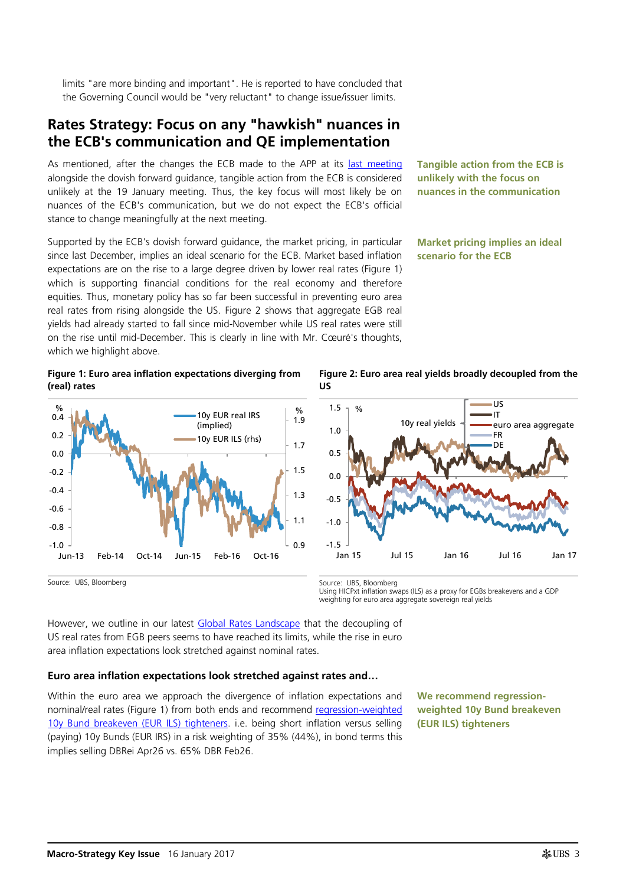limits "are more binding and important". He is reported to have concluded that the Governing Council would be "very reluctant" to change issue/issuer limits.

## Rates Strategy: Focus on any "hawkish" nuances in the ECB's communication and QE implementation

**Tangible action from the ECB is unlikely with the focus on nuances in the communication**

As mentioned, after the changes the ECB made to the APP at its last meeting alongside the dovish forward guidance, tangible action from the ECB is considered unlikely at the 19 January meeting. Thus, the key focus will most likely be on nuances of the ECB's communication, but we do not expect the ECB's official stance to change meaningfully at the next meeting.

**Market pricing implies an ideal scenario for the ECB**

Supported by the ECB's dovish forward guidance, the market pricing, in particular since last December, implies an ideal scenario for the ECB. Market based inflation expectations are on the rise to a large degree driven by lower real rates (Figure 1) which is supporting financial conditions for the real economy and therefore equities. Thus, monetary policy has so far been successful in preventing euro area real rates from rising alongside the US. Figure 2 shows that aggregate EGB real yields had already started to fall since mid-November while US real rates were still on the rise until mid-December. This is clearly in line with Mr. Cœuré's thoughts, which we highlight above.

**Figure 1: Euro area inflation expectations diverging from (real) rates**

Source: UBS, Bloomberg

**Figure 2: Euro area real yields broadly decoupled from the US**

Source: UBS, Bloomberg
Using HICPxt inflation swaps (ILS) as a proxy for EGBs breakevens and a GDP weighting for euro area aggregate sovereign real yields

However, we outline in our latest Global Rates Landscape that the decoupling of US real rates from EGB peers seems to have reached its limits, while the rise in euro area inflation expectations look stretched against nominal rates.

### Euro area inflation expectations look stretched against rates and…

**We recommend regression-weighted 10y Bund breakeven (EUR ILS) tighteners**

Within the euro area we approach the divergence of inflation expectations and nominal/real rates (Figure 1) from both ends and recommend regression-weighted 10y Bund breakeven (EUR ILS) tighteners. i.e. being short inflation versus selling (paying) 10y Bunds (EUR IRS) in a risk weighting of 35% (44%), in bond terms this implies selling DBRei Apr26 vs. 65% DBR Feb26.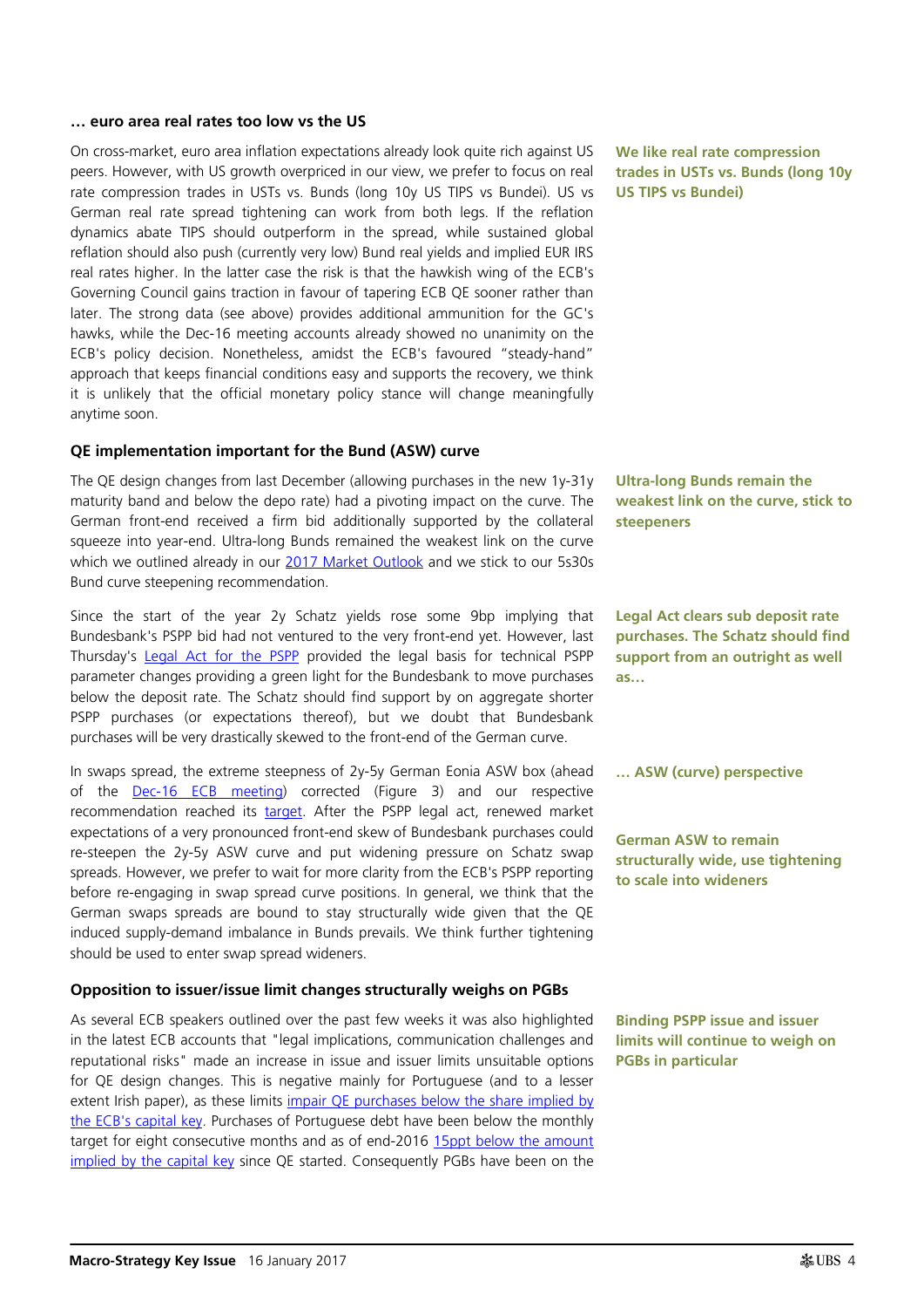### … euro area real rates too low vs the US

**We like real rate compression trades in USTs vs. Bunds (long 10y US TIPS vs Bundei)**

On cross-market, euro area inflation expectations already look quite rich against US peers. However, with US growth overpriced in our view, we prefer to focus on real rate compression trades in USTs vs. Bunds (long 10y US TIPS vs Bundei). US vs German real rate spread tightening can work from both legs. If the reflation dynamics abate TIPS should outperform in the spread, while sustained global reflation should also push (currently very low) Bund real yields and implied EUR IRS real rates higher. In the latter case the risk is that the hawkish wing of the ECB's Governing Council gains traction in favour of tapering ECB QE sooner rather than later. The strong data (see above) provides additional ammunition for the GC's hawks, while the Dec-16 meeting accounts already showed no unanimity on the ECB's policy decision. Nonetheless, amidst the ECB's favoured "steady-hand" approach that keeps financial conditions easy and supports the recovery, we think it is unlikely that the official monetary policy stance will change meaningfully anytime soon.

### QE implementation important for the Bund (ASW) curve

**Ultra-long Bunds remain the weakest link on the curve, stick to steepeners**

The QE design changes from last December (allowing purchases in the new 1y-31y maturity band and below the depo rate) had a pivoting impact on the curve. The German front-end received a firm bid additionally supported by the collateral squeeze into year-end. Ultra-long Bunds remained the weakest link on the curve which we outlined already in our [2017 Market Outlook]() and we stick to our 5s30s Bund curve steepening recommendation.

**Legal Act clears sub deposit rate purchases. The Schatz should find support from an outright as well as…**

Since the start of the year 2y Schatz yields rose some 9bp implying that Bundesbank's PSPP bid had not ventured to the very front-end yet. However, last Thursday's [Legal Act for the PSPP]() provided the legal basis for technical PSPP parameter changes providing a green light for the Bundesbank to move purchases below the deposit rate. The Schatz should find support by on aggregate shorter PSPP purchases (or expectations thereof), but we doubt that Bundesbank purchases will be very drastically skewed to the front-end of the German curve.

**… ASW (curve) perspective**

In swaps spread, the extreme steepness of 2y-5y German Eonia ASW box (ahead of the [Dec-16 ECB meeting]()) corrected (Figure 3) and our respective recommendation reached its [target](). After the PSPP legal act, renewed market expectations of a very pronounced front-end skew of Bundesbank purchases could re-steepen the 2y-5y ASW curve and put widening pressure on Schatz swap spreads. However, we prefer to wait for more clarity from the ECB's PSPP reporting before re-engaging in swap spread curve positions. In general, we think that the German swaps spreads are bound to stay structurally wide given that the QE induced supply-demand imbalance in Bunds prevails. We think further tightening should be used to enter swap spread wideners.

**German ASW to remain structurally wide, use tightening to scale into wideners**

### Opposition to issuer/issue limit changes structurally weighs on PGBs

**Binding PSPP issue and issuer limits will continue to weigh on PGBs in particular**

As several ECB speakers outlined over the past few weeks it was also highlighted in the latest ECB accounts that "legal implications, communication challenges and reputational risks" made an increase in issue and issuer limits unsuitable options for QE design changes. This is negative mainly for Portuguese (and to a lesser extent Irish paper), as these limits [impair QE purchases below the share implied by the ECB's capital key](). Purchases of Portuguese debt have been below the monthly target for eight consecutive months and as of end-2016 [15ppt below the amount implied by the capital key]() since QE started. Consequently PGBs have been on the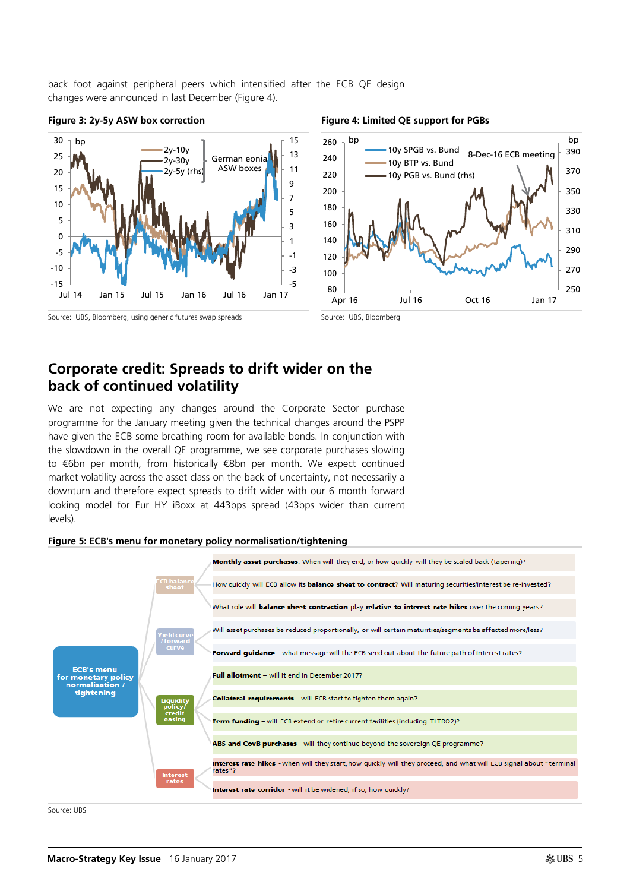back foot against peripheral peers which intensified after the ECB QE design changes were announced in last December (Figure 4).

**Figure 3: 2y-5y ASW box correction**

Source: UBS, Bloomberg, using generic futures swap spreads

**Figure 4: Limited QE support for PGBs**

Source: UBS, Bloomberg

## Corporate credit: Spreads to drift wider on the back of continued volatility

We are not expecting any changes around the Corporate Sector purchase programme for the January meeting given the technical changes around the PSPP have given the ECB some breathing room for available bonds. In conjunction with the slowdown in the overall QE programme, we see corporate purchases slowing to €6bn per month, from historically €8bn per month. We expect continued market volatility across the asset class on the back of uncertainty, not necessarily a downturn and therefore expect spreads to drift wider with our 6 month forward looking model for Eur HY iBoxx at 443bps spread (43bps wider than current levels).

**Figure 5: ECB's menu for monetary policy normalisation/tightening**

**ECB's menu for monetary policy normalisation / tightening**

- **ECB balance sheet**
  - **Monthly asset purchases**: When will they end, or how quickly will they be scaled back (tapering)?
  - How quickly will ECB allow its **balance sheet to contract**? Will maturing securities/interest be re-invested?
  - What role will **balance sheet contraction** play **relative to interest rate hikes** over the coming years?
- **Yield curve / forward curve**
  - Will asset purchases be reduced proportionally, or will certain maturities/segments be affected more/less?
  - **Forward guidance** – what message will the ECB send out about the future path of interest rates?
- **Liquidity policy/ credit easing**
  - **Full allotment** – will it end in December 2017?
  - **Collateral requirements** - will ECB start to tighten them again?
  - **Term funding** – will ECB extend or retire current facilities (including TLTRO2)?
  - **ABS and CovB purchases** - will they continue beyond the sovereign QE programme?
- **Interest rates**
  - **Interest rate hikes** - when will they start, how quickly will they proceed, and what will ECB signal about "terminal rates"?
  - **Interest rate corridor** - will it be widened, if so, how quickly?

Source: UBS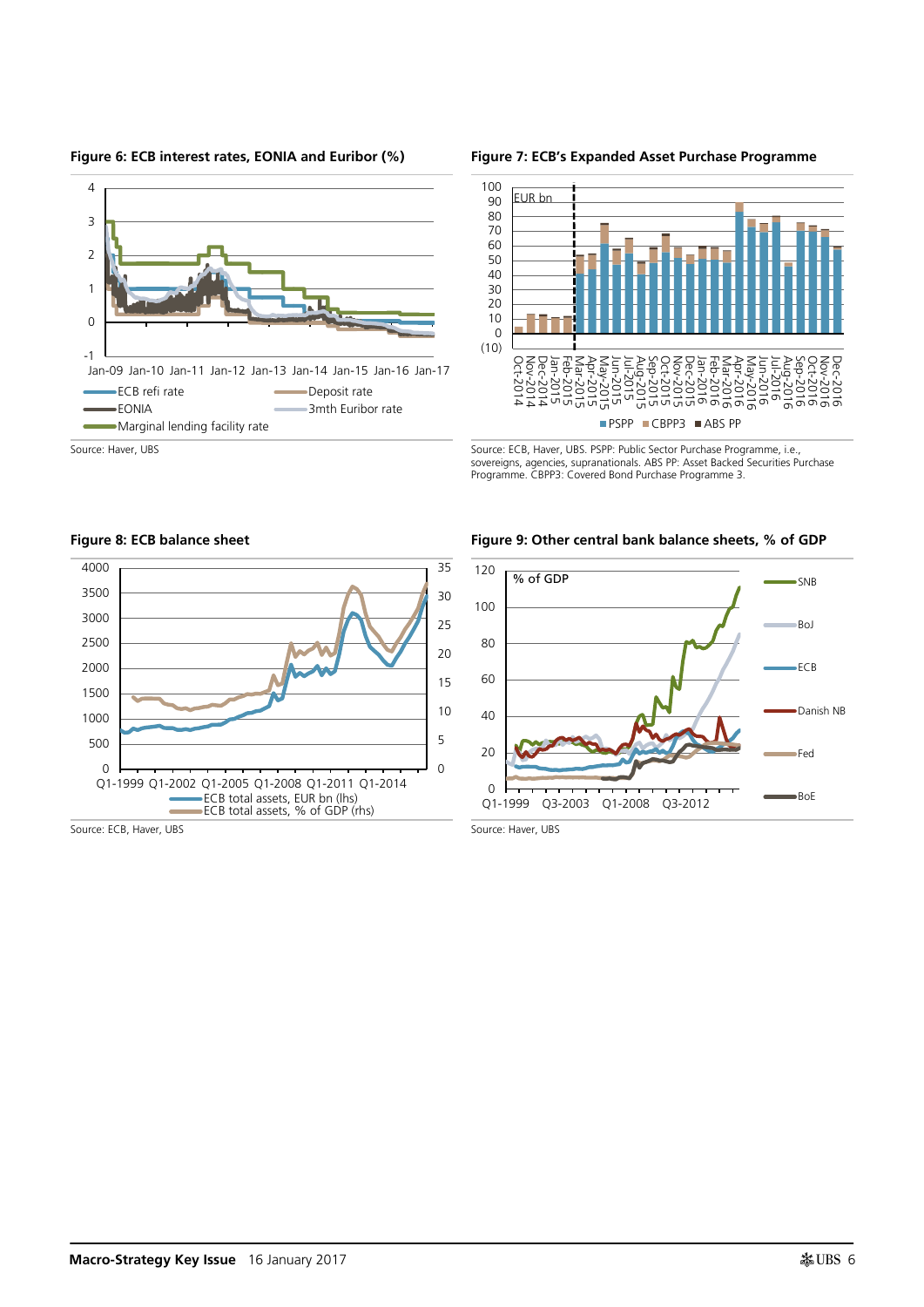**Figure 6: ECB interest rates, EONIA and Euribor (%)**

Source: Haver, UBS

**Figure 7: ECB's Expanded Asset Purchase Programme**

Source: ECB, Haver, UBS. PSPP: Public Sector Purchase Programme, i.e., sovereigns, agencies, supranationals. ABS PP: Asset Backed Securities Purchase Programme. CBPP3: Covered Bond Purchase Programme 3.

**Figure 8: ECB balance sheet**

Source: ECB, Haver, UBS

**Figure 9: Other central bank balance sheets, % of GDP**

Source: Haver, UBS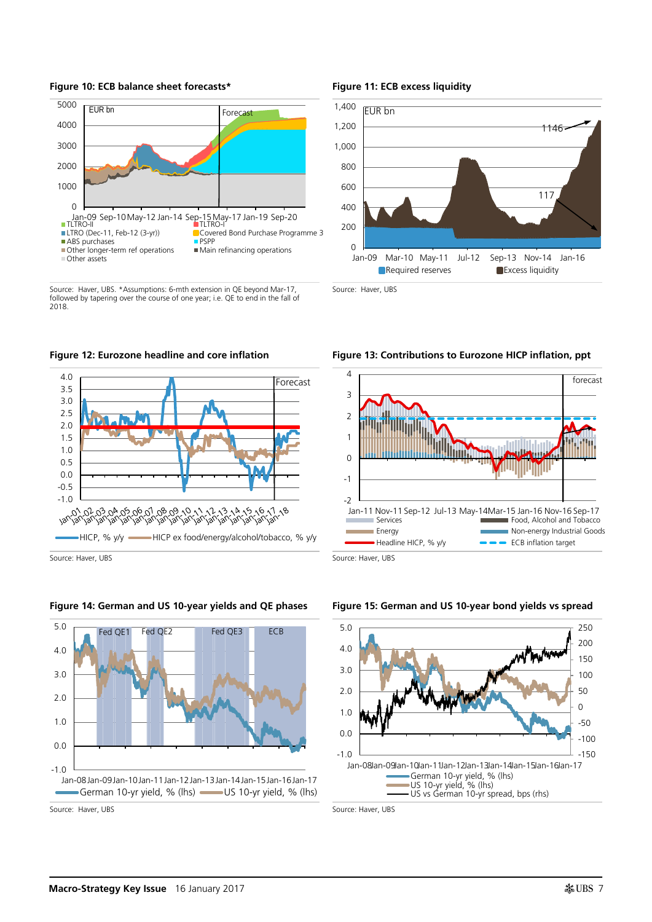**Figure 10: ECB balance sheet forecasts***

Source: Haver, UBS. *Assumptions: 6-mth extension in QE beyond Mar-17, followed by tapering over the course of one year; i.e. QE to end in the fall of 2018.

**Figure 11: ECB excess liquidity**

Source: Haver, UBS

**Figure 12: Eurozone headline and core inflation**

Source: Haver, UBS

**Figure 13: Contributions to Eurozone HICP inflation, ppt**

Source: Haver, UBS

**Figure 14: German and US 10-year yields and QE phases**

Source: Haver, UBS

**Figure 15: German and US 10-year bond yields vs spread**

Source: Haver, UBS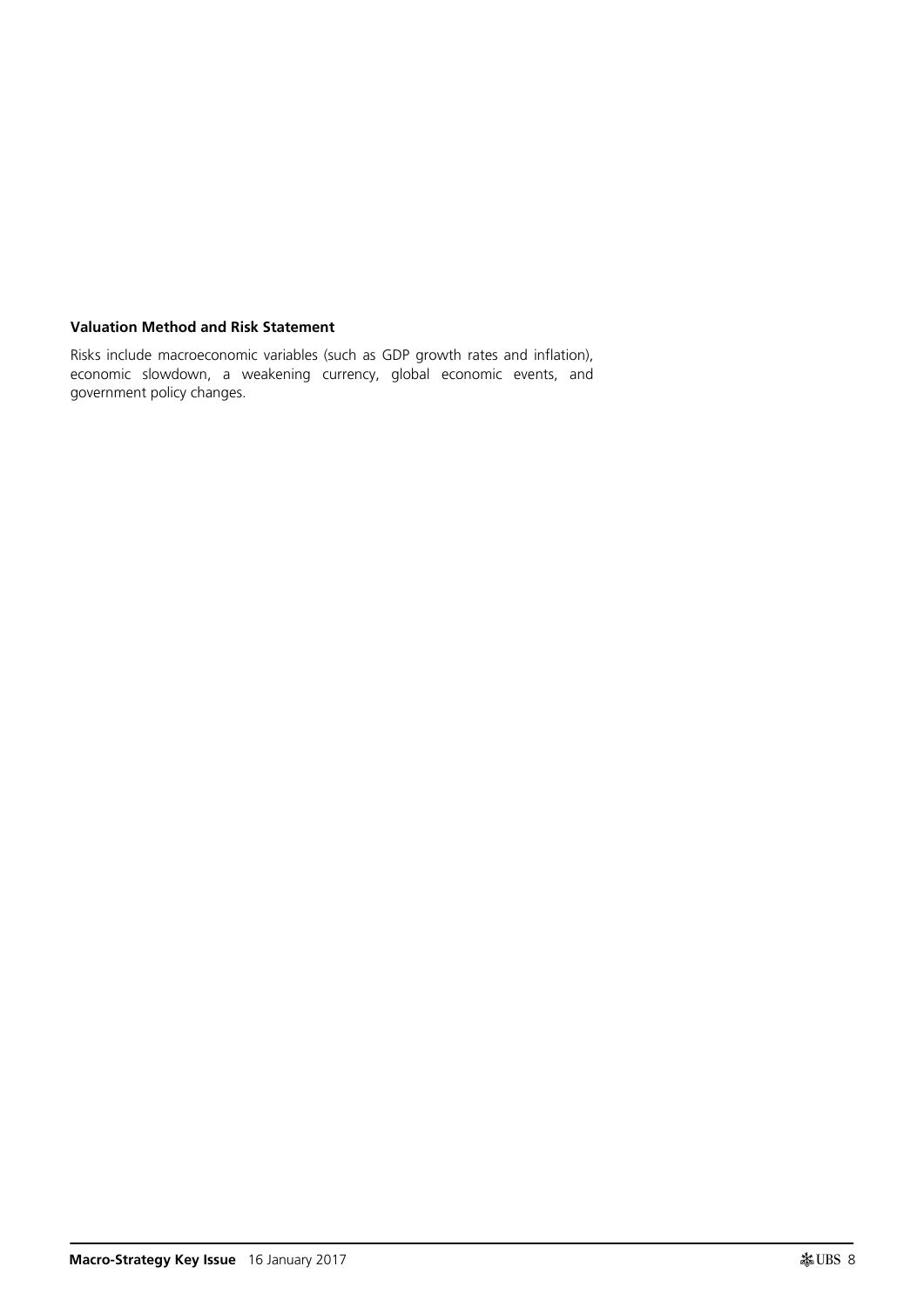**Valuation Method and Risk Statement**

Risks include macroeconomic variables (such as GDP growth rates and inflation), economic slowdown, a weakening currency, global economic events, and government policy changes.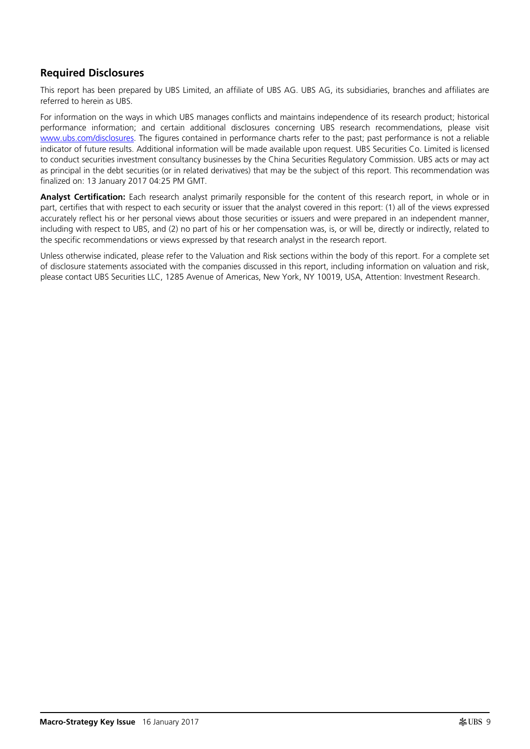## Required Disclosures

This report has been prepared by UBS Limited, an affiliate of UBS AG. UBS AG, its subsidiaries, branches and affiliates are referred to herein as UBS.

For information on the ways in which UBS manages conflicts and maintains independence of its research product; historical performance information; and certain additional disclosures concerning UBS research recommendations, please visit [www.ubs.com/disclosures](www.ubs.com/disclosures). The figures contained in performance charts refer to the past; past performance is not a reliable indicator of future results. Additional information will be made available upon request. UBS Securities Co. Limited is licensed to conduct securities investment consultancy businesses by the China Securities Regulatory Commission. UBS acts or may act as principal in the debt securities (or in related derivatives) that may be the subject of this report. This recommendation was finalized on: 13 January 2017 04:25 PM GMT.

**Analyst Certification:** Each research analyst primarily responsible for the content of this research report, in whole or in part, certifies that with respect to each security or issuer that the analyst covered in this report: (1) all of the views expressed accurately reflect his or her personal views about those securities or issuers and were prepared in an independent manner, including with respect to UBS, and (2) no part of his or her compensation was, is, or will be, directly or indirectly, related to the specific recommendations or views expressed by that research analyst in the research report.

Unless otherwise indicated, please refer to the Valuation and Risk sections within the body of this report. For a complete set of disclosure statements associated with the companies discussed in this report, including information on valuation and risk, please contact UBS Securities LLC, 1285 Avenue of Americas, New York, NY 10019, USA, Attention: Investment Research.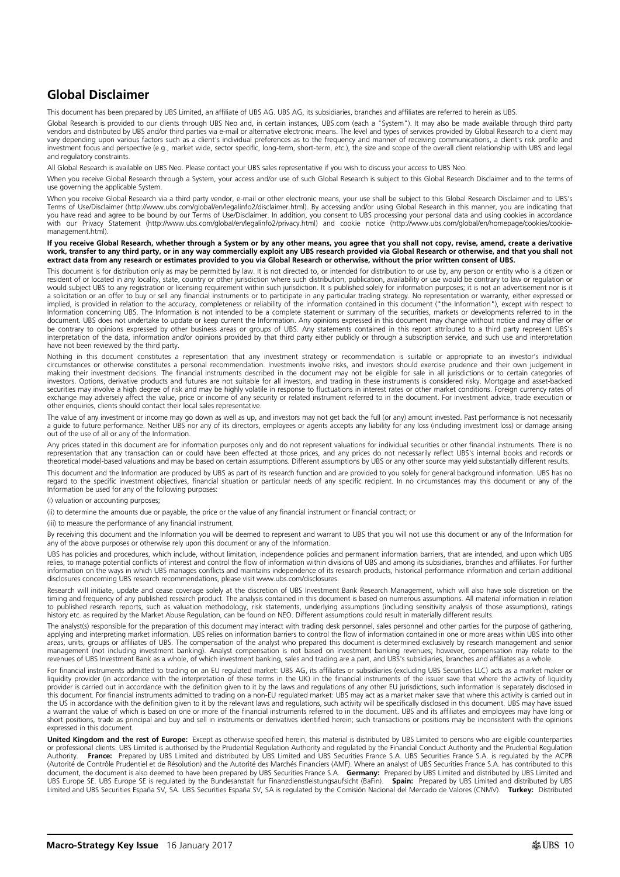## Global Disclaimer

This document has been prepared by UBS Limited, an affiliate of UBS AG. UBS AG, its subsidiaries, branches and affiliates are referred to herein as UBS.

Global Research is provided to our clients through UBS Neo and, in certain instances, UBS.com (each a "System"). It may also be made available through third party vendors and distributed by UBS and/or third parties via e-mail or alternative electronic means. The level and types of services provided by Global Research to a client may vary depending upon various factors such as a client's individual preferences as to the frequency and manner of receiving communications, a client's risk profile and investment focus and perspective (e.g., market wide, sector specific, long-term, short-term, etc.), the size and scope of the overall client relationship with UBS and legal and regulatory constraints.

All Global Research is available on UBS Neo. Please contact your UBS sales representative if you wish to discuss your access to UBS Neo.

When you receive Global Research through a System, your access and/or use of such Global Research is subject to this Global Research Disclaimer and to the terms of use governing the applicable System.

When you receive Global Research via a third party vendor, e-mail or other electronic means, your use shall be subject to this Global Research Disclaimer and to UBS's Terms of Use/Disclaimer (http://www.ubs.com/global/en/legalinfo2/disclaimer.html). By accessing and/or using Global Research in this manner, you are indicating that you have read and agree to be bound by our Terms of Use/Disclaimer. In addition, you consent to UBS processing your personal data and using cookies in accordance with our Privacy Statement (http://www.ubs.com/global/en/legalinfo2/privacy.html) and cookie notice (http://www.ubs.com/global/en/homepage/cookies/cookie-management.html).

**If you receive Global Research, whether through a System or by any other means, you agree that you shall not copy, revise, amend, create a derivative work, transfer to any third party, or in any way commercially exploit any UBS research provided via Global Research or otherwise, and that you shall not extract data from any research or estimates provided to you via Global Research or otherwise, without the prior written consent of UBS.**

This document is for distribution only as may be permitted by law. It is not directed to, or intended for distribution to or use by, any person or entity who is a citizen or resident of or located in any locality, state, country or other jurisdiction where such distribution, publication, availability or use would be contrary to law or regulation or would subject UBS to any registration or licensing requirement within such jurisdiction. It is published solely for information purposes; it is not an advertisement nor is it a solicitation or an offer to buy or sell any financial instruments or to participate in any particular trading strategy. No representation or warranty, either expressed or implied, is provided in relation to the accuracy, completeness or reliability of the information contained in this document ("the Information"), except with respect to Information concerning UBS. The Information is not intended to be a complete statement or summary of the securities, markets or developments referred to in the document. UBS does not undertake to update or keep current the Information. Any opinions expressed in this document may change without notice and may differ or be contrary to opinions expressed by other business areas or groups of UBS. Any statements contained in this report attributed to a third party represent UBS's interpretation of the data, information and/or opinions provided by that third party either publicly or through a subscription service, and such use and interpretation have not been reviewed by the third party.

Nothing in this document constitutes a representation that any investment strategy or recommendation is suitable or appropriate to an investor's individual circumstances or otherwise constitutes a personal recommendation. Investments involve risks, and investors should exercise prudence and their own judgement in making their investment decisions. The financial instruments described in the document may not be eligible for sale in all jurisdictions or to certain categories of investors. Options, derivative products and futures are not suitable for all investors, and trading in these instruments is considered risky. Mortgage and asset-backed securities may involve a high degree of risk and may be highly volatile in response to fluctuations in interest rates or other market conditions. Foreign currency rates of exchange may adversely affect the value, price or income of any security or related instrument referred to in the document. For investment advice, trade execution or other enquiries, clients should contact their local sales representative.

The value of any investment or income may go down as well as up, and investors may not get back the full (or any) amount invested. Past performance is not necessarily a guide to future performance. Neither UBS nor any of its directors, employees or agents accepts any liability for any loss (including investment loss) or damage arising out of the use of all or any of the Information.

Any prices stated in this document are for information purposes only and do not represent valuations for individual securities or other financial instruments. There is no representation that any transaction can or could have been effected at those prices, and any prices do not necessarily reflect UBS's internal books and records or theoretical model-based valuations and may be based on certain assumptions. Different assumptions by UBS or any other source may yield substantially different results.

This document and the Information are produced by UBS as part of its research function and are provided to you solely for general background information. UBS has no regard to the specific investment objectives, financial situation or particular needs of any specific recipient. In no circumstances may this document or any of the Information be used for any of the following purposes:

(i) valuation or accounting purposes;

(ii) to determine the amounts due or payable, the price or the value of any financial instrument or financial contract; or

(iii) to measure the performance of any financial instrument.

By receiving this document and the Information you will be deemed to represent and warrant to UBS that you will not use this document or any of the Information for any of the above purposes or otherwise rely upon this document or any of the Information.

UBS has policies and procedures, which include, without limitation, independence policies and permanent information barriers, that are intended, and upon which UBS relies, to manage potential conflicts of interest and control the flow of information within divisions of UBS and among its subsidiaries, branches and affiliates. For further information on the ways in which UBS manages conflicts and maintains independence of its research products, historical performance information and certain additional disclosures concerning UBS research recommendations, please visit www.ubs.com/disclosures.

Research will initiate, update and cease coverage solely at the discretion of UBS Investment Bank Research Management, which will also have sole discretion on the timing and frequency of any published research product. The analysis contained in this document is based on numerous assumptions. All material information in relation to published research reports, such as valuation methodology, risk statements, underlying assumptions (including sensitivity analysis of those assumptions), ratings history etc. as required by the Market Abuse Regulation, can be found on NEO. Different assumptions could result in materially different results.

The analyst(s) responsible for the preparation of this document may interact with trading desk personnel, sales personnel and other parties for the purpose of gathering, applying and interpreting market information. UBS relies on information barriers to control the flow of information contained in one or more areas within UBS into other areas, units, groups or affiliates of UBS. The compensation of the analyst who prepared this document is determined exclusively by research management and senior management (not including investment banking). Analyst compensation is not based on investment banking revenues; however, compensation may relate to the revenues of UBS Investment Bank as a whole, of which investment banking, sales and trading are a part, and UBS's subsidiaries, branches and affiliates as a whole.

For financial instruments admitted to trading on an EU regulated market: UBS AG, its affiliates or subsidiaries (excluding UBS Securities LLC) acts as a market maker or liquidity provider (in accordance with the interpretation of these terms in the UK) in the financial instruments of the issuer save that where the activity of liquidity provider is carried out in accordance with the definition given to it by the laws and regulations of any other EU jurisdictions, such information is separately disclosed in this document. For financial instruments admitted to trading on a non-EU regulated market: UBS may act as a market maker save that where this activity is carried out in the US in accordance with the definition given to it by the relevant laws and regulations, such activity will be specifically disclosed in this document. UBS may have issued a warrant the value of which is based on one or more of the financial instruments referred to in the document. UBS and its affiliates and employees may have long or short positions, trade as principal and buy and sell in instruments or derivatives identified herein; such transactions or positions may be inconsistent with the opinions expressed in this document.

**United Kingdom and the rest of Europe:** Except as otherwise specified herein, this material is distributed by UBS Limited to persons who are eligible counterparties or professional clients. UBS Limited is authorised by the Prudential Regulation Authority and regulated by the Financial Conduct Authority and the Prudential Regulation Authority. **France:** Prepared by UBS Limited and distributed by UBS Limited and UBS Securities France S.A. UBS Securities France S.A. is regulated by the ACPR (Autorité de Contrôle Prudentiel et de Résolution) and the Autorité des Marchés Financiers (AMF). Where an analyst of UBS Securities France S.A. has contributed to this document, the document is also deemed to have been prepared by UBS Securities France S.A. **Germany:** Prepared by UBS Limited and distributed by UBS Limited and UBS Europe SE. UBS Europe SE is regulated by the Bundesanstalt fur Finanzdienstleistungsaufsicht (BaFin). **Spain:** Prepared by UBS Limited and distributed by UBS Limited and UBS Securities España SV, SA. UBS Securities España SV, SA is regulated by the Comisión Nacional del Mercado de Valores (CNMV). **Turkey:** Distributed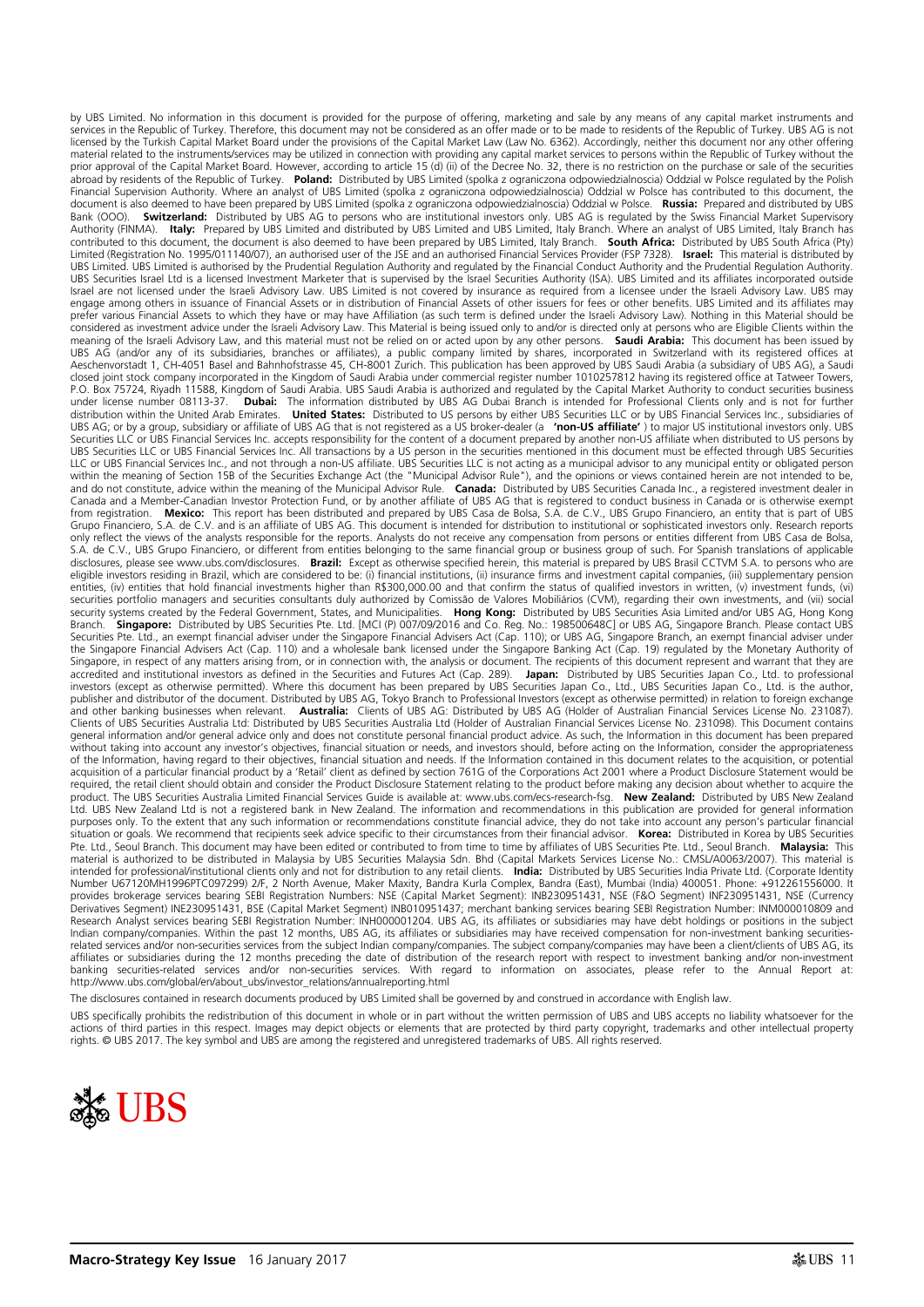by UBS Limited. No information in this document is provided for the purpose of offering, marketing and sale by any means of any capital market instruments and services in the Republic of Turkey. Therefore, this document may not be considered as an offer made or to be made to residents of the Republic of Turkey. UBS AG is not licensed by the Turkish Capital Market Board under the provisions of the Capital Market Law (Law No. 6362). Accordingly, neither this document nor any other offering material related to the instruments/services may be utilized in connection with providing any capital market services to persons within the Republic of Turkey without the prior approval of the Capital Market Board. However, according to article 15 (d) (ii) of the Decree No. 32, there is no restriction on the purchase or sale of the securities abroad by residents of the Republic of Turkey. **Poland:** Distributed by UBS Limited (spolka z ograniczona odpowiedzialnoscia) Oddzial w Polsce regulated by the Polish Financial Supervision Authority. Where an analyst of UBS Limited (spolka z ograniczona odpowiedzialnoscia) Oddzial w Polsce has contributed to this document, the document is also deemed to have been prepared by UBS Limited (spolka z ograniczona odpowiedzialnoscia) Oddzial w Polsce. **Russia:** Prepared and distributed by UBS Bank (OOO). **Switzerland:** Distributed by UBS AG to persons who are institutional investors only. UBS AG is regulated by the Swiss Financial Market Supervisory Authority (FINMA). **Italy:** Prepared by UBS Limited and distributed by UBS Limited and UBS Limited, Italy Branch. Where an analyst of UBS Limited, Italy Branch has contributed to this document, the document is also deemed to have been prepared by UBS Limited, Italy Branch. **South Africa:** Distributed by UBS South Africa (Pty) Limited (Registration No. 1995/011140/07), an authorised user of the JSE and an authorised Financial Services Provider (FSP 7328). **Israel:** This material is distributed by UBS Limited. UBS Limited is authorised by the Prudential Regulation Authority and regulated by the Financial Conduct Authority and the Prudential Regulation Authority. UBS Securities Israel Ltd is a licensed Investment Marketer that is supervised by the Israel Securities Authority (ISA). UBS Limited and its affiliates incorporated outside Israel are not licensed under the Israeli Advisory Law. UBS Limited is not covered by insurance as required from a licensee under the Israeli Advisory Law. UBS may engage among others in issuance of Financial Assets or in distribution of Financial Assets of other issuers for fees or other benefits. UBS Limited and its affiliates may prefer various Financial Assets to which they have or may have Affiliation (as such term is defined under the Israeli Advisory Law). Nothing in this Material should be considered as investment advice under the Israeli Advisory Law. This Material is being issued only to and/or is directed only at persons who are Eligible Clients within the meaning of the Israeli Advisory Law, and this material must not be relied on or acted upon by any other persons. **Saudi Arabia:** This document has been issued by UBS AG (and/or any of its subsidiaries, branches or affiliates), a public company limited by shares, incorporated in Switzerland with its registered offices at Aeschenvorstadt 1, CH-4051 Basel and Bahnhofstrasse 45, CH-8001 Zurich. This publication has been approved by UBS Saudi Arabia (a subsidiary of UBS AG), a Saudi closed joint stock company incorporated in the Kingdom of Saudi Arabia under commercial register number 1010257812 having its registered office at Tatweer Towers, P.O. Box 75724, Riyadh 11588, Kingdom of Saudi Arabia. UBS Saudi Arabia is authorized and regulated by the Capital Market Authority to conduct securities business under license number 08113-37. **Dubai:** The information distributed by UBS AG Dubai Branch is intended for Professional Clients only and is not for further distribution within the United Arab Emirates. **United States:** Distributed to US persons by either UBS Securities LLC or by UBS Financial Services Inc., subsidiaries of UBS AG; or by a group, subsidiary or affiliate of UBS AG that is not registered as a US broker-dealer (a **'non-US affiliate'** ) to major US institutional investors only. UBS Securities LLC or UBS Financial Services Inc. accepts responsibility for the content of a document prepared by another non-US affiliate when distributed to US persons by UBS Securities LLC or UBS Financial Services Inc. All transactions by a US person in the securities mentioned in this document must be effected through UBS Securities LLC or UBS Financial Services Inc., and not through a non-US affiliate. UBS Securities LLC is not acting as a municipal advisor to any municipal entity or obligated person within the meaning of Section 15B of the Securities Exchange Act (the "Municipal Advisor Rule", and the opinions or views contained herein are not intended to be, and do not constitute, advice within the meaning of the Municipal Advisor Rule. **Canada:** Distributed by UBS Securities Canada Inc., a registered investment dealer in Canada and a Member-Canadian Investor Protection Fund, or by another affiliate of UBS AG that is registered to conduct business in Canada or is otherwise exempt from registration. **Mexico:** This report has been distributed and prepared by UBS Casa de Bolsa, S.A. de C.V., UBS Grupo Financiero, an entity that is part of UBS Grupo Financiero, S.A. de C.V. and is an affiliate of UBS AG. This document is intended for distribution to institutional or sophisticated investors only. Research reports only reflect the views of the analysts responsible for the reports. Analysts do not receive any compensation from persons or entities different from UBS Casa de Bolsa, S.A. de C.V., UBS Grupo Financiero, or different from entities belonging to the same financial group or business group of such. For Spanish translations of applicable disclosures, please see www.ubs.com/disclosures. **Brazil:** Except as otherwise specified herein, this material is prepared by UBS Brasil CCTVM S.A. to persons who are eligible investors residing in Brazil, which are considered to be: (i) financial institutions, (ii) insurance firms and investment capital companies, (iii) supplementary pension entities, (iv) entities that hold financial investments higher than R$300,000.00 and that confirm the status of qualified investors in written, (v) investment funds, (vi) securities portfolio managers and securities consultants duly authorized by Comissão de Valores Mobiliários (CVM), regarding their own investments, and (vii) social security systems created by the Federal Government, States, and Municipalities. **Hong Kong:** Distributed by UBS Securities Asia Limited and/or UBS AG, Hong Kong Branch. **Singapore:** Distributed by UBS Securities Pte. Ltd. [MCI (P) 007/09/2016 and Co. Reg. No.: 198500648C] or UBS AG, Singapore Branch. Please contact UBS Securities Pte. Ltd., an exempt financial adviser under the Singapore Financial Advisers Act (Cap. 110); or UBS AG, Singapore Branch, an exempt financial adviser under the Singapore Financial Advisers Act (Cap. 110) and a wholesale bank licensed under the Singapore Banking Act (Cap. 19) regulated by the Monetary Authority of Singapore, in respect of any matters arising from, or in connection with, the analysis or document. The recipients of this document represent and warrant that they are accredited and institutional investors as defined in the Securities and Futures Act (Cap. 289). **Japan:** Distributed by UBS Securities Japan Co., Ltd. to professional investors (except as otherwise permitted). Where this document has been prepared by UBS Securities Japan Co., Ltd., UBS Securities Japan Co., Ltd. is the author, publisher and distributor of the document. Distributed by UBS AG, Tokyo Branch to Professional Investors (except as otherwise permitted) in relation to foreign exchange and other banking businesses when relevant. **Australia:** Clients of UBS AG: Distributed by UBS AG (Holder of Australian Financial Services License No. 231087). Clients of UBS Securities Australia Ltd: Distributed by UBS Securities Australia Ltd (Holder of Australian Financial Services License No. 231098). This Document contains general information and/or general advice only and does not constitute personal financial product advice. As such, the Information in this document has been prepared without taking into account any investor's objectives, financial situation or needs, and investors should, before acting on the Information, consider the appropriateness of the Information, having regard to their objectives, financial situation and needs. If the Information contained in this document relates to the acquisition, or potential acquisition of a particular financial product by a 'Retail' client as defined by section 761G of the Corporations Act 2001 where a Product Disclosure Statement would be required, the retail client should obtain and consider the Product Disclosure Statement relating to the product before making any decision about whether to acquire the product. The UBS Securities Australia Limited Financial Services Guide is available at: www.ubs.com/ecs-research-fsg. **New Zealand:** Distributed by UBS New Zealand Ltd. UBS New Zealand Ltd is not a registered bank in New Zealand. The information and recommendations in this publication are provided for general information purposes only. To the extent that any such information or recommendations constitute financial advice, they do not take into account any person's particular financial situation or goals. We recommend that recipients seek advice specific to their circumstances from their financial advisor. **Korea:** Distributed in Korea by UBS Securities Pte. Ltd., Seoul Branch. This document may have been edited or contributed to from time to time by affiliates of UBS Securities Pte. Ltd., Seoul Branch. **Malaysia:** This material is authorized to be distributed in Malaysia by UBS Securities Malaysia Sdn. Bhd (Capital Markets Services License No.: CMSL/A0063/2007). This material is intended for professional/institutional clients only and not for distribution to any retail clients. **India:** Distributed by UBS Securities India Private Ltd. (Corporate Identity Number U67120MH1996PTC097299) 2/F, 2 North Avenue, Maker Maxity, Bandra Kurla Complex, Bandra (East), Mumbai (India) 400051. Phone: +912261556000. It provides brokerage services bearing SEBI Registration Numbers: NSE (Capital Market Segment): INB230951431, NSE (F&O Segment) INF230951431, NSE (Currency Derivatives Segment) INE230951431, BSE (Capital Market Segment) INB010951437; merchant banking services bearing SEBI Registration Number: INM000010809 and Research Analyst services bearing SEBI Registration Number: INH000001204. UBS AG, its affiliates or subsidiaries may have debt holdings or positions in the subject Indian company/companies. Within the past 12 months, UBS AG, its affiliates or subsidiaries may have received compensation for non-investment banking securities-related services and/or non-securities services from the subject Indian company/companies. The subject company/companies may have been a client/clients of UBS AG, its affiliates or subsidiaries during the 12 months preceding the date of distribution of the research report with respect to investment banking and/or non-investment banking securities-related services and/or non-securities services. With regard to information on associates, please refer to the Annual Report at: http://www.ubs.com/global/en/about_ubs/investor_relations/annualreporting.html

The disclosures contained in research documents produced by UBS Limited shall be governed by and construed in accordance with English law.

UBS specifically prohibits the redistribution of this document in whole or in part without the written permission of UBS and UBS accepts no liability whatsoever for the actions of third parties in this respect. Images may depict objects or elements that are protected by third party copyright, trademarks and other intellectual property rights. © UBS 2017. The key symbol and UBS are among the registered and unregistered trademarks of UBS. All rights reserved.

UBS